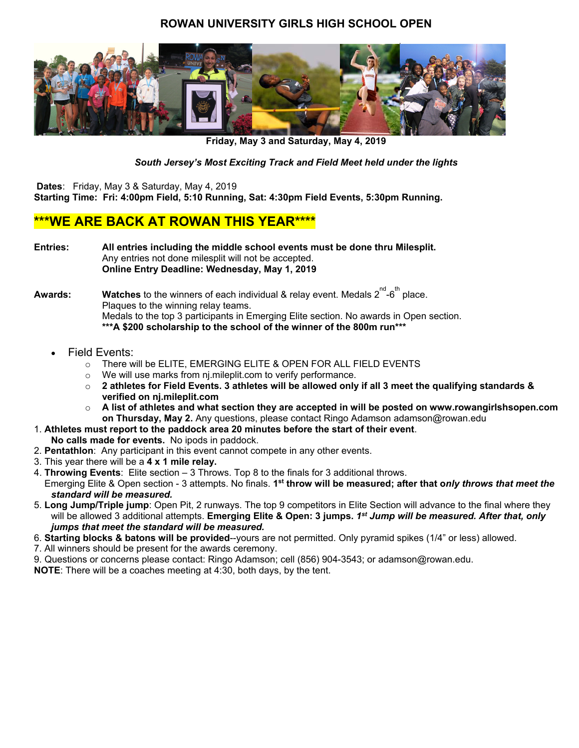# ROWAN UNIVERSITY GIRLS HIGH SCHOOL OPEN

**Friday, May 3 and Saturday, May 4, 2019**

***South Jersey's Most Exciting Track and Field Meet held under the lights***

**Dates**: Friday, May 3 & Saturday, May 4, 2019
**Starting Time: Fri: 4:00pm Field, 5:10 Running, Sat: 4:30pm Field Events, 5:30pm Running.**

## ***WE ARE BACK AT ROWAN THIS YEAR****

**Entries:** **All entries including the middle school events must be done thru Milesplit.**
Any entries not done milesplit will not be accepted.
**Online Entry Deadline: Wednesday, May 1, 2019**

**Awards:** **Watches** to the winners of each individual & relay event. Medals 2nd-6th place.
Plaques to the winning relay teams.
Medals to the top 3 participants in Emerging Elite section. No awards in Open section.
**\*\*\*A $200 scholarship to the school of the winner of the 800m run\*\*\***

- Field Events:
  - There will be ELITE, EMERGING ELITE & OPEN FOR ALL FIELD EVENTS
  - We will use marks from nj.mileplit.com to verify performance.
  - **2 athletes for Field Events. 3 athletes will be allowed only if all 3 meet the qualifying standards & verified on nj.mileplit.com**
  - **A list of athletes and what section they are accepted in will be posted on www.rowangirlshsopen.com on Thursday, May 2.** Any questions, please contact Ringo Adamson adamson@rowan.edu

1. **Athletes must report to the paddock area 20 minutes before the start of their event**. **No calls made for events.** No ipods in paddock.
2. **Pentathlon**: Any participant in this event cannot compete in any other events.
3. This year there will be a **4 x 1 mile relay.**
4. **Throwing Events**: Elite section – 3 Throws. Top 8 to the finals for 3 additional throws. Emerging Elite & Open section - 3 attempts. No finals. **1st throw will be measured; after that o*nly throws that meet the standard will be measured.***
5. **Long Jump/Triple jump**: Open Pit, 2 runways. The top 9 competitors in Elite Section will advance to the final where they will be allowed 3 additional attempts. **Emerging Elite & Open: 3 jumps. *1st Jump will be measured. After that, only jumps that meet the standard will be measured.***
6. **Starting blocks & batons will be provided**--yours are not permitted. Only pyramid spikes (1/4" or less) allowed.
7. All winners should be present for the awards ceremony.
9. Questions or concerns please contact: Ringo Adamson; cell (856) 904-3543; or adamson@rowan.edu.

**NOTE**: There will be a coaches meeting at 4:30, both days, by the tent.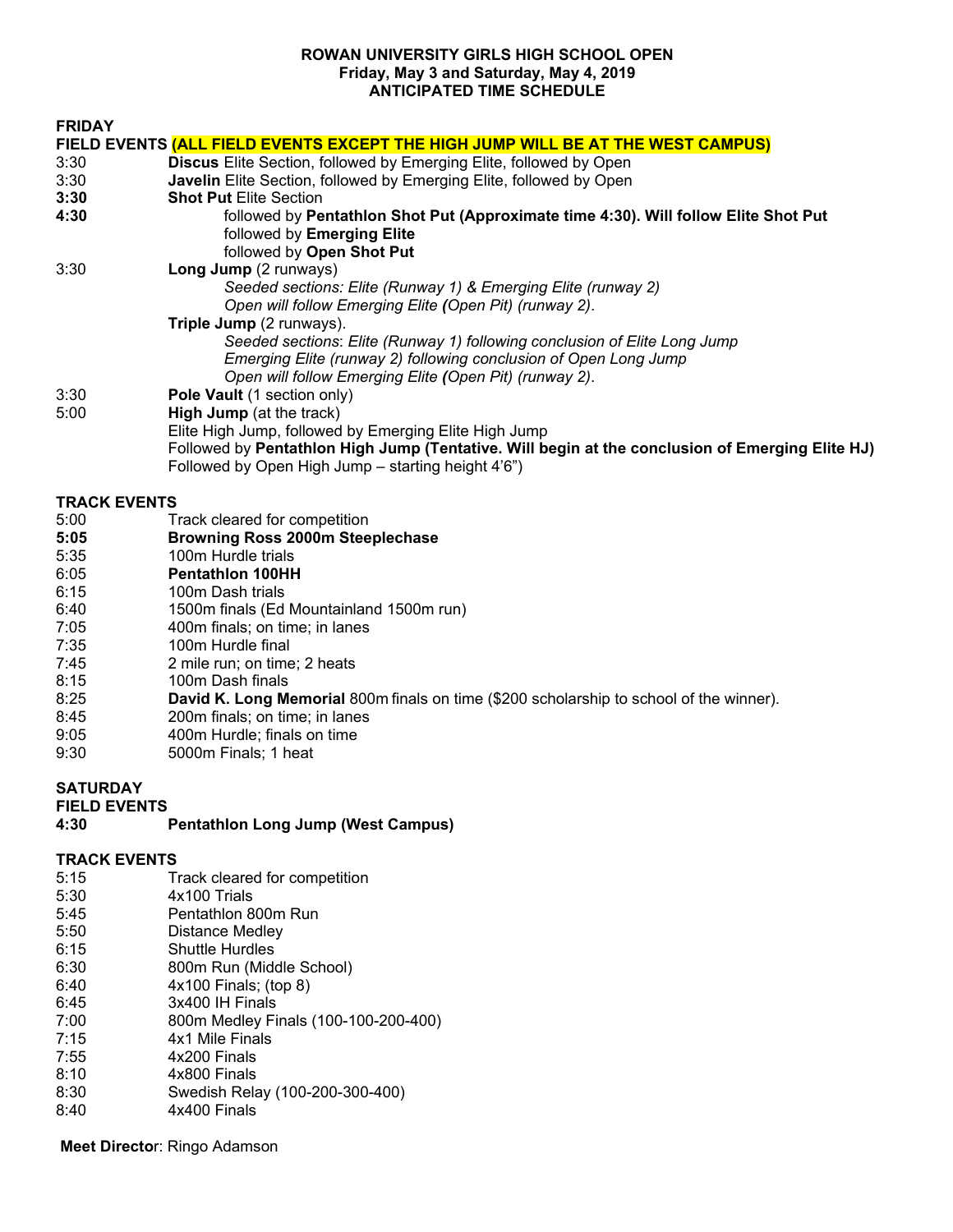**ROWAN UNIVERSITY GIRLS HIGH SCHOOL OPEN**
**Friday, May 3 and Saturday, May 4, 2019**
**ANTICIPATED TIME SCHEDULE**

## FRIDAY

**FIELD EVENTS (ALL FIELD EVENTS EXCEPT THE HIGH JUMP WILL BE AT THE WEST CAMPUS)**

3:30 **Discus** Elite Section, followed by Emerging Elite, followed by Open

3:30 **Javelin** Elite Section, followed by Emerging Elite, followed by Open

**3:30** **Shot Put** Elite Section

**4:30** followed by **Pentathlon Shot Put (Approximate time 4:30). Will follow Elite Shot Put**
followed by **Emerging Elite**
followed by **Open Shot Put**

3:30 **Long Jump** (2 runways)
*Seeded sections: Elite (Runway 1) & Emerging Elite (runway 2)*
*Open will follow Emerging Elite (Open Pit) (runway 2).*

**Triple Jump** (2 runways).
*Seeded sections: Elite (Runway 1) following conclusion of Elite Long Jump*
*Emerging Elite (runway 2) following conclusion of Open Long Jump*
*Open will follow Emerging Elite (Open Pit) (runway 2).*

3:30 **Pole Vault** (1 section only)

5:00 **High Jump** (at the track)
Elite High Jump, followed by Emerging Elite High Jump
Followed by **Pentathlon High Jump (Tentative. Will begin at the conclusion of Emerging Elite HJ)**
Followed by Open High Jump – starting height 4'6")

**TRACK EVENTS**

5:00 Track cleared for competition
**5:05** **Browning Ross 2000m Steeplechase**
5:35 100m Hurdle trials
6:05 **Pentathlon 100HH**
6:15 100m Dash trials
6:40 1500m finals (Ed Mountainland 1500m run)
7:05 400m finals; on time; in lanes
7:35 100m Hurdle final
7:45 2 mile run; on time; 2 heats
8:15 100m Dash finals
8:25 **David K. Long Memorial** 800m finals on time ($200 scholarship to school of the winner).
8:45 200m finals; on time; in lanes
9:05 400m Hurdle; finals on time
9:30 5000m Finals; 1 heat

## SATURDAY

**FIELD EVENTS**

**4:30** **Pentathlon Long Jump (West Campus)**

**TRACK EVENTS**

5:15 Track cleared for competition
5:30 4x100 Trials
5:45 Pentathlon 800m Run
5:50 Distance Medley
6:15 Shuttle Hurdles
6:30 800m Run (Middle School)
6:40 4x100 Finals; (top 8)
6:45 3x400 IH Finals
7:00 800m Medley Finals (100-100-200-400)
7:15 4x1 Mile Finals
7:55 4x200 Finals
8:10 4x800 Finals
8:30 Swedish Relay (100-200-300-400)
8:40 4x400 Finals

**Meet Director**: Ringo Adamson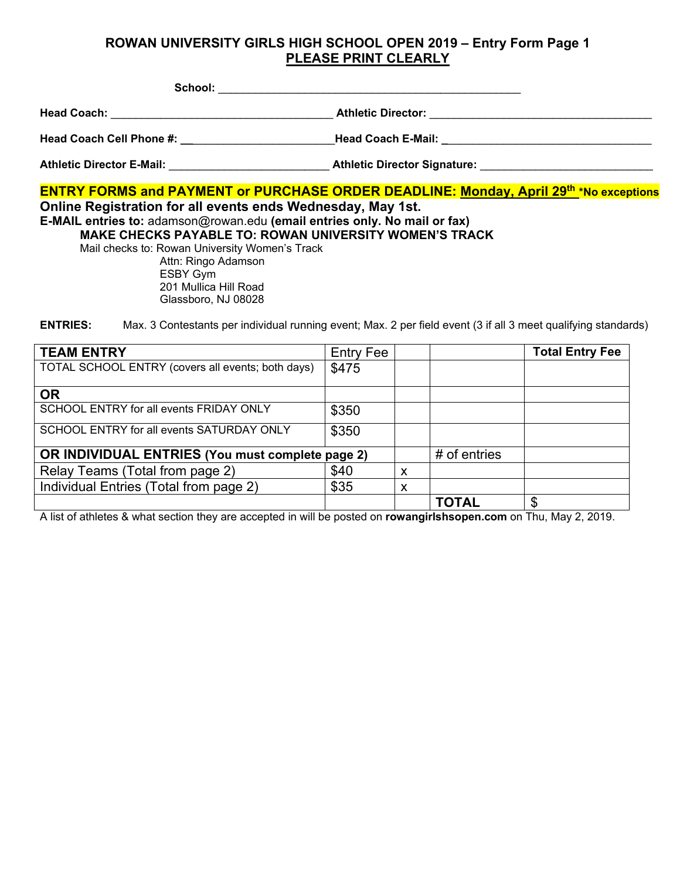## ROWAN UNIVERSITY GIRLS HIGH SCHOOL OPEN 2019 – Entry Form Page 1
**PLEASE PRINT CLEARLY**

**School:** ___________________________________________________

**Head Coach:** ____________________________________ **Athletic Director:** ____________________________________

**Head Coach Cell Phone #:** ________________________ **Head Coach E-Mail:** __________________________________

**Athletic Director E-Mail:** __________________________ **Athletic Director Signature:** ____________________________

**ENTRY FORMS and PAYMENT or PURCHASE ORDER DEADLINE: Monday, April 29th \*No exceptions**

**Online Registration for all events ends Wednesday, May 1st.**

**E-MAIL entries to:** adamson@rowan.edu **(email entries only. No mail or fax)**

**MAKE CHECKS PAYABLE TO: ROWAN UNIVERSITY WOMEN'S TRACK**

Mail checks to: Rowan University Women's Track
Attn: Ringo Adamson
ESBY Gym
201 Mullica Hill Road
Glassboro, NJ 08028

**ENTRIES:** Max. 3 Contestants per individual running event; Max. 2 per field event (3 if all 3 meet qualifying standards)

| **TEAM ENTRY** | Entry Fee | | | **Total Entry Fee** |
|---|---|---|---|---|
| TOTAL SCHOOL ENTRY (covers all events; both days) | $475 | | | |
| **OR** | | | | |
| SCHOOL ENTRY for all events FRIDAY ONLY | $350 | | | |
| SCHOOL ENTRY for all events SATURDAY ONLY | $350 | | | |
| **OR INDIVIDUAL ENTRIES (You must complete page 2)** | | | # of entries | |
| Relay Teams (Total from page 2) | $40 | x | | |
| Individual Entries (Total from page 2) | $35 | x | | |
| | | | **TOTAL** | $ |

A list of athletes & what section they are accepted in will be posted on **rowangirlshsopen.com** on Thu, May 2, 2019.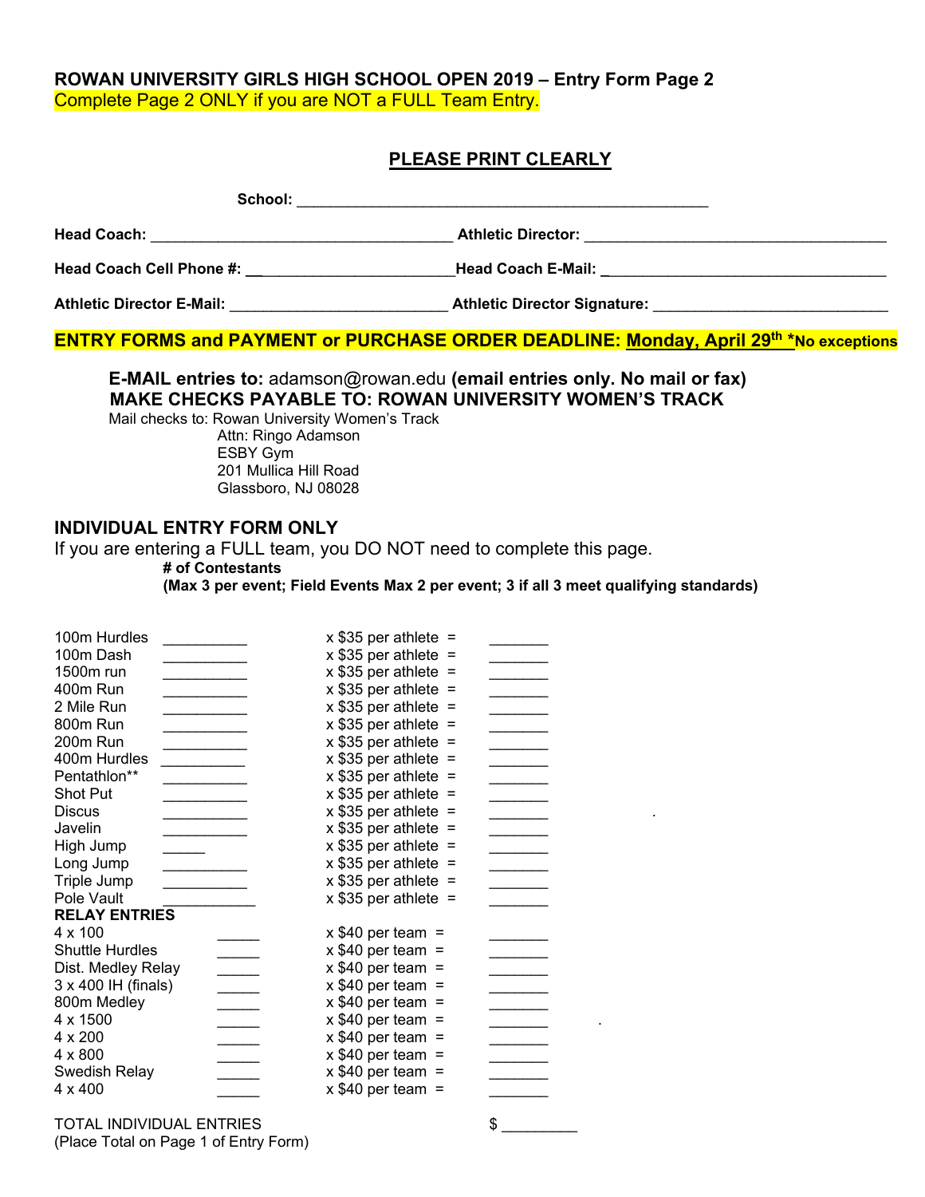**ROWAN UNIVERSITY GIRLS HIGH SCHOOL OPEN 2019 – Entry Form Page 2**

Complete Page 2 ONLY if you are NOT a FULL Team Entry.

**PLEASE PRINT CLEARLY**

**School:** ______________________________________________

**Head Coach:** __________________________________ **Athletic Director:** __________________________________

**Head Coach Cell Phone #:** ________________________ **Head Coach E-Mail:** ________________________________

**Athletic Director E-Mail:** ________________________ **Athletic Director Signature:** __________________________

**ENTRY FORMS and PAYMENT or PURCHASE ORDER DEADLINE: Monday, April 29th *No exceptions**

**E-MAIL entries to:** adamson@rowan.edu **(email entries only. No mail or fax)**

**MAKE CHECKS PAYABLE TO: ROWAN UNIVERSITY WOMEN'S TRACK**

Mail checks to: Rowan University Women's Track
Attn: Ringo Adamson
ESBY Gym
201 Mullica Hill Road
Glassboro, NJ 08028

## INDIVIDUAL ENTRY FORM ONLY

If you are entering a FULL team, you DO NOT need to complete this page.

**# of Contestants**
**(Max 3 per event; Field Events Max 2 per event; 3 if all 3 meet qualifying standards)**

| Event | # of Contestants | Fee | Total |
|---|---|---|---|
| 100m Hurdles | __________ | x $35 per athlete = | _______ |
| 100m Dash | __________ | x $35 per athlete = | _______ |
| 1500m run | __________ | x $35 per athlete = | _______ |
| 400m Run | __________ | x $35 per athlete = | _______ |
| 2 Mile Run | __________ | x $35 per athlete = | _______ |
| 800m Run | __________ | x $35 per athlete = | _______ |
| 200m Run | __________ | x $35 per athlete = | _______ |
| 400m Hurdles | __________ | x $35 per athlete = | _______ |
| Pentathlon** | __________ | x $35 per athlete = | _______ |
| Shot Put | __________ | x $35 per athlete = | _______ |
| Discus | __________ | x $35 per athlete = | _______ |
| Javelin | __________ | x $35 per athlete = | _______ |
| High Jump | _____ | x $35 per athlete = | _______ |
| Long Jump | __________ | x $35 per athlete = | _______ |
| Triple Jump | __________ | x $35 per athlete = | _______ |
| Pole Vault | __________ | x $35 per athlete = | _______ |
| **RELAY ENTRIES** | | | |
| 4 x 100 | _____ | x $40 per team = | _______ |
| Shuttle Hurdles | _____ | x $40 per team = | _______ |
| Dist. Medley Relay | _____ | x $40 per team = | _______ |
| 3 x 400 IH (finals) | _____ | x $40 per team = | _______ |
| 800m Medley | _____ | x $40 per team = | _______ |
| 4 x 1500 | _____ | x $40 per team = | _______ |
| 4 x 200 | _____ | x $40 per team = | _______ |
| 4 x 800 | _____ | x $40 per team = | _______ |
| Swedish Relay | _____ | x $40 per team = | _______ |
| 4 x 400 | _____ | x $40 per team = | _______ |

TOTAL INDIVIDUAL ENTRIES $ _________
(Place Total on Page 1 of Entry Form)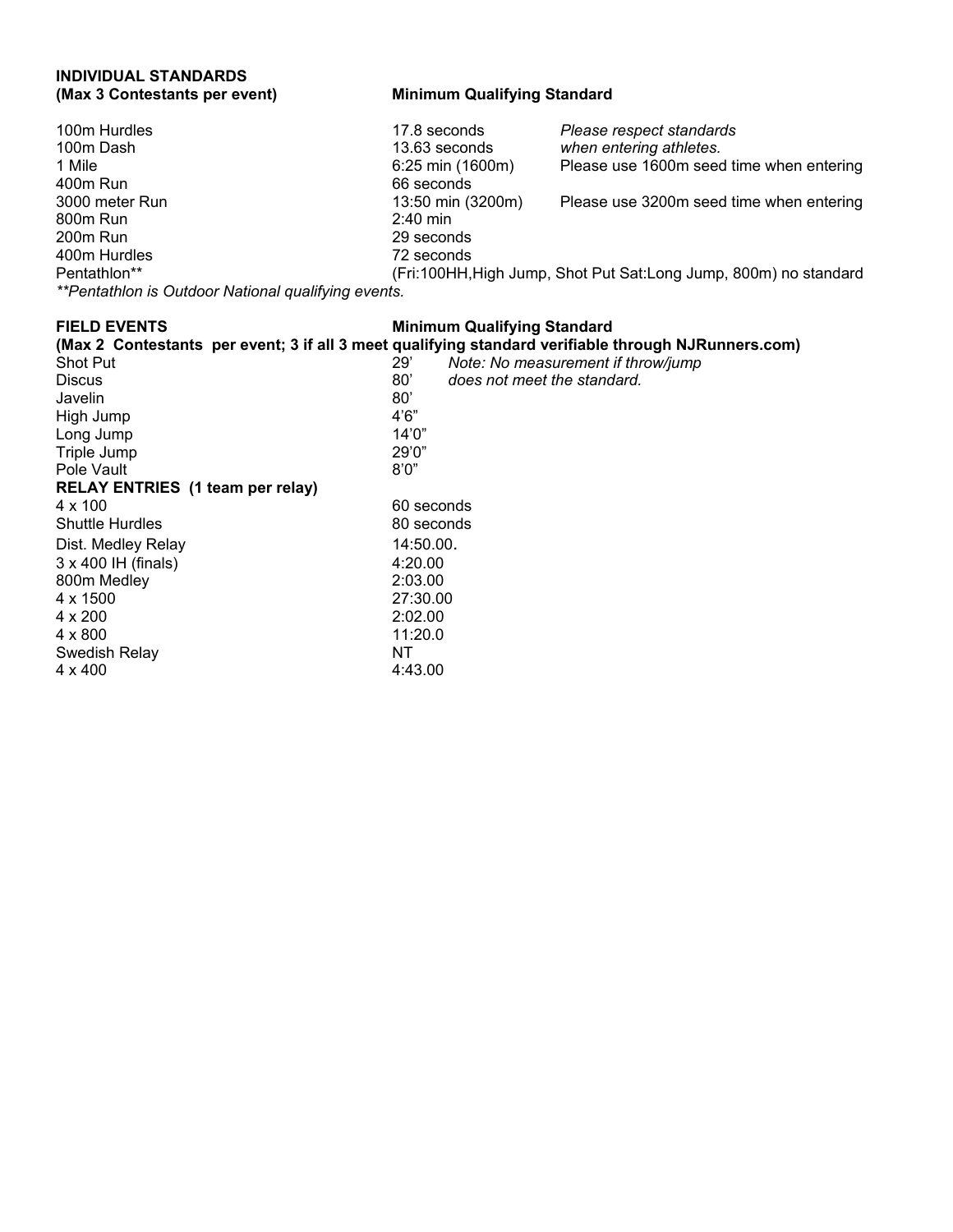**INDIVIDUAL STANDARDS**

| (Max 3 Contestants per event) | Minimum Qualifying Standard | |
|---|---|---|
| 100m Hurdles | 17.8 seconds | *Please respect standards* |
| 100m Dash | 13.63 seconds | *when entering athletes.* |
| 1 Mile | 6:25 min (1600m) | Please use 1600m seed time when entering |
| 400m Run | 66 seconds | |
| 3000 meter Run | 13:50 min (3200m) | Please use 3200m seed time when entering |
| 800m Run | 2:40 min | |
| 200m Run | 29 seconds | |
| 400m Hurdles | 72 seconds | |
| Pentathlon** | (Fri:100HH,High Jump, Shot Put Sat:Long Jump, 800m) no standard | |

*\*\*Pentathlon is Outdoor National qualifying events.*

| FIELD EVENTS | Minimum Qualifying Standard | |
|---|---|---|
| **(Max 2 Contestants per event; 3 if all 3 meet qualifying standard verifiable through NJRunners.com)** | | |
| Shot Put | 29' | *Note: No measurement if throw/jump* |
| Discus | 80' | *does not meet the standard.* |
| Javelin | 80' | |
| High Jump | 4'6" | |
| Long Jump | 14'0" | |
| Triple Jump | 29'0" | |
| Pole Vault | 8'0" | |
| **RELAY ENTRIES (1 team per relay)** | | |
| 4 x 100 | 60 seconds | |
| Shuttle Hurdles | 80 seconds | |
| Dist. Medley Relay | 14:50.00. | |
| 3 x 400 IH (finals) | 4:20.00 | |
| 800m Medley | 2:03.00 | |
| 4 x 1500 | 27:30.00 | |
| 4 x 200 | 2:02.00 | |
| 4 x 800 | 11:20.0 | |
| Swedish Relay | NT | |
| 4 x 400 | 4:43.00 | |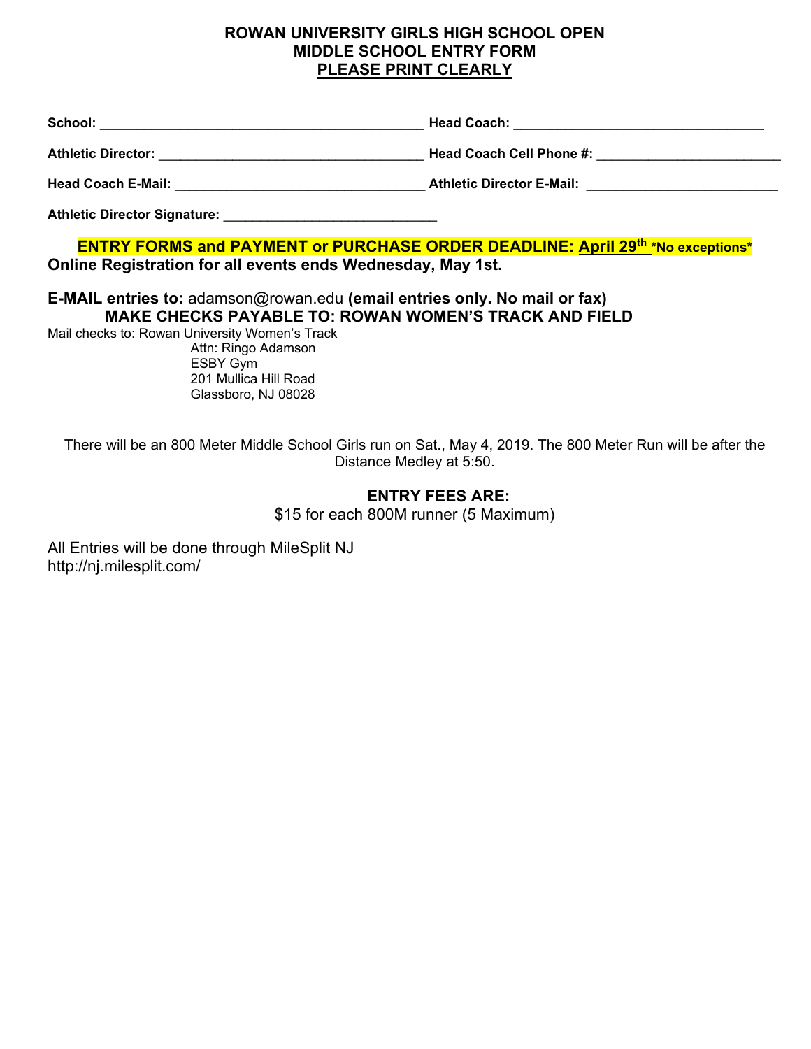**ROWAN UNIVERSITY GIRLS HIGH SCHOOL OPEN**
**MIDDLE SCHOOL ENTRY FORM**
**PLEASE PRINT CLEARLY**

**School:** ____________________________________________ **Head Coach:** __________________________________

**Athletic Director:** ____________________________________ **Head Coach Cell Phone #:** _________________________

**Head Coach E-Mail:** __________________________________ **Athletic Director E-Mail:** __________________________

**Athletic Director Signature:** ____________________________

**ENTRY FORMS and PAYMENT or PURCHASE ORDER DEADLINE: April 29th \*No exceptions\***
**Online Registration for all events ends Wednesday, May 1st.**

**E-MAIL entries to:** adamson@rowan.edu **(email entries only. No mail or fax)**
**MAKE CHECKS PAYABLE TO: ROWAN WOMEN'S TRACK AND FIELD**

Mail checks to: Rowan University Women's Track
Attn: Ringo Adamson
ESBY Gym
201 Mullica Hill Road
Glassboro, NJ 08028

There will be an 800 Meter Middle School Girls run on Sat., May 4, 2019. The 800 Meter Run will be after the Distance Medley at 5:50.

**ENTRY FEES ARE:**
$15 for each 800M runner (5 Maximum)

All Entries will be done through MileSplit NJ
http://nj.milesplit.com/